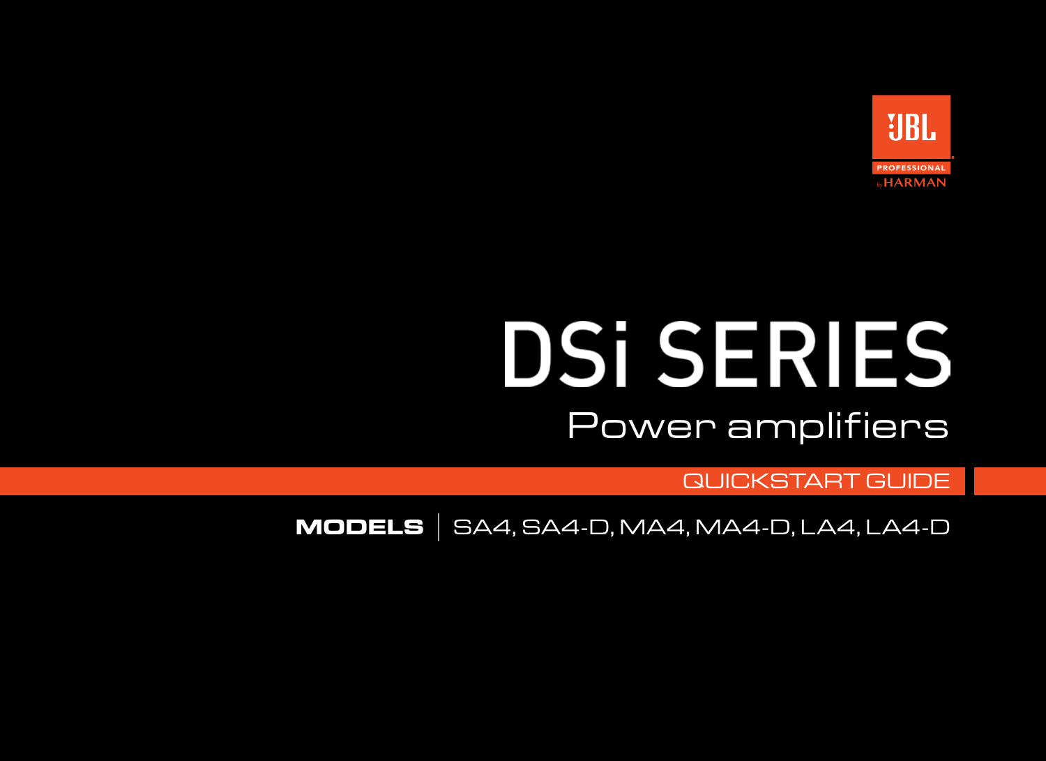JBL PROFESSIONAL by HARMAN

# DSi SERIES

## Power amplifiers

QUICKSTART GUIDE

**MODELS** | SA4, SA4-D, MA4, MA4-D, LA4, LA4-D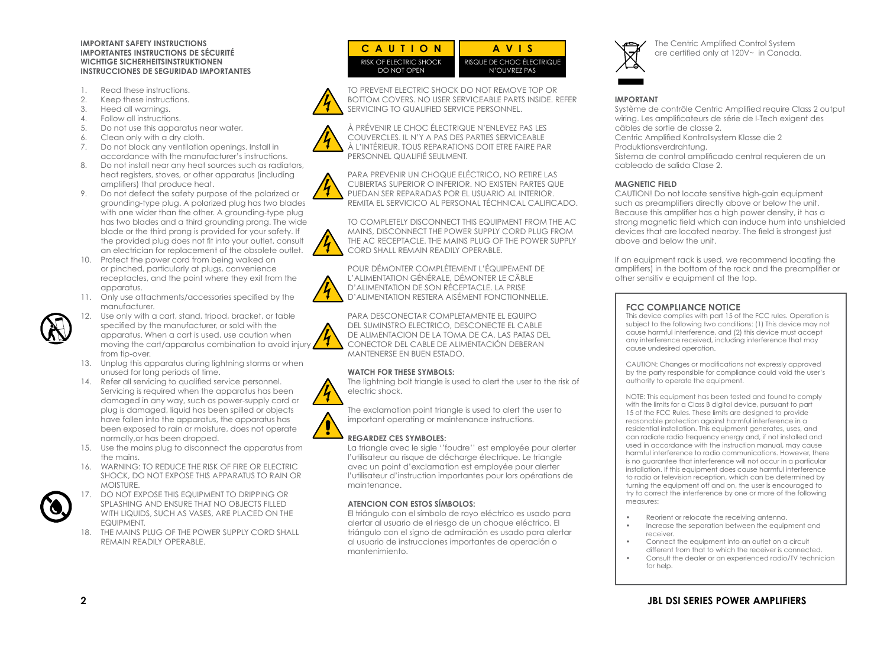**IMPORTANT SAFETY INSTRUCTIONS**
**IMPORTANTES INSTRUCTIONS DE SÉCURITÉ**
**WICHTIGE SICHERHEITSINSTRUKTIONEN**
**INSTRUCCIONES DE SEGURIDAD IMPORTANTES**

1. Read these instructions.
2. Keep these instructions.
3. Heed all warnings.
4. Follow all instructions.
5. Do not use this apparatus near water.
6. Clean only with a dry cloth.
7. Do not block any ventilation openings. Install in accordance with the manufacturer's instructions.
8. Do not install near any heat sources such as radiators, heat registers, stoves, or other apparatus (including amplifiers) that produce heat.
9. Do not defeat the safety purpose of the polarized or grounding-type plug. A polarized plug has two blades with one wider than the other. A grounding-type plug has two blades and a third grounding prong. The wide blade or the third prong is provided for your safety. If the provided plug does not fit into your outlet, consult an electrician for replacement of the obsolete outlet.
10. Protect the power cord from being walked on or pinched, particularly at plugs, convenience receptacles, and the point where they exit from the apparatus.
11. Only use attachments/accessories specified by the manufacturer.
12. Use only with a cart, stand, tripod, bracket, or table specified by the manufacturer, or sold with the apparatus. When a cart is used, use caution when moving the cart/apparatus combination to avoid injury from tip-over.
13. Unplug this apparatus during lightning storms or when unused for long periods of time.
14. Refer all servicing to qualified service personnel. Servicing is required when the apparatus has been damaged in any way, such as power-supply cord or plug is damaged, liquid has been spilled or objects have fallen into the apparatus, the apparatus has been exposed to rain or moisture, does not operate normally,or has been dropped.
15. Use the mains plug to disconnect the apparatus from the mains.
16. WARNING: TO REDUCE THE RISK OF FIRE OR ELECTRIC SHOCK, DO NOT EXPOSE THIS APPARATUS TO RAIN OR MOISTURE.
17. DO NOT EXPOSE THIS EQUIPMENT TO DRIPPING OR SPLASHING AND ENSURE THAT NO OBJECTS FILLED WITH LIQUIDS, SUCH AS VASES, ARE PLACED ON THE EQUIPMENT.
18. THE MAINS PLUG OF THE POWER SUPPLY CORD SHALL REMAIN READILY OPERABLE.

| **CAUTION** | **AVIS** |
|---|---|
| RISK OF ELECTRIC SHOCK DO NOT OPEN | RISQUE DE CHOC ÉLECTRIQUE N'OUVREZ PAS |

TO PREVENT ELECTRIC SHOCK DO NOT REMOVE TOP OR BOTTOM COVERS. NO USER SERVICEABLE PARTS INSIDE. REFER SERVICING TO QUALIFIED SERVICE PERSONNEL.

À PRÉVENIR LE CHOC ÉLECTRIQUE N'ENLEVEZ PAS LES COUVERCLES. IL N'Y A PAS DES PARTIES SERVICEABLE À L'INTÉRIEUR. TOUS REPARATIONS DOIT ETRE FAIRE PAR PERSONNEL QUALIFIÉ SEULMENT.

PARA PREVENIR UN CHOQUE ELÉCTRICO, NO RETIRE LAS CUBIERTAS SUPERIOR O INFERIOR. NO EXISTEN PARTES QUE PUEDAN SER REPARADAS POR EL USUARIO AL INTERIOR. REMITA EL SERVICICO AL PERSONAL TÉCHNICAL CALIFICADO.

TO COMPLETELY DISCONNECT THIS EQUIPMENT FROM THE AC MAINS, DISCONNECT THE POWER SUPPLY CORD PLUG FROM THE AC RECEPTACLE. THE MAINS PLUG OF THE POWER SUPPLY CORD SHALL REMAIN READILY OPERABLE.

POUR DÉMONTER COMPLÈTEMENT L'ÉQUIPEMENT DE L'ALIMENTATION GÉNÉRALE, DÉMONTER LE CÂBLE D'ALIMENTATION DE SON RÉCEPTACLE. LA PRISE D'ALIMENTATION RESTERA AISÉMENT FONCTIONNELLE.

PARA DESCONECTAR COMPLETAMENTE EL EQUIPO DEL SUMINSTRO ELECTRICO, DESCONECTE EL CABLE DE ALIMENTACION DE LA TOMA DE CA. LAS PATAS DEL CONECTOR DEL CABLE DE ALIMENTACIÓN DEBERAN MANTENERSE EN BUEN ESTADO.

**WATCH FOR THESE SYMBOLS:**

The lightning bolt triangle is used to alert the user to the risk of electric shock.

The exclamation point triangle is used to alert the user to important operating or maintenance instructions.

**REGARDEZ CES SYMBOLES:**

La triangle avec le sigle ''foudre'' est employée pour alerter l'utilisateur au risque de décharge électrique. Le triangle avec un point d'exclamation est employée pour alerter l'utilisateur d'instruction importantes pour lors opérations de maintenance.

**ATENCION CON ESTOS SÍMBOLOS:**

El triángulo con el símbolo de rayo eléctrico es usado para alertar al usuario de el riesgo de un choque eléctrico. El triángulo con el signo de admiración es usado para alertar al usuario de instrucciones importantes de operación o mantenimiento.

The Centric Amplified Control System are certified only at 120V~ in Canada.

**IMPORTANT**

Système de contrôle Centric Amplified require Class 2 output wiring. Les amplificateurs de série de I-Tech exigent des câbles de sortie de classe 2.
Centric Amplified Kontrollsystem Klasse die 2 Produktionsverdrahtung.
Sistema de control amplificado central requieren de un cableado de salida Clase 2.

**MAGNETIC FIELD**

CAUTION! Do not locate sensitive high-gain equipment such as preamplifiers directly above or below the unit. Because this amplifier has a high power density, it has a strong magnetic field which can induce hum into unshielded devices that are located nearby. The field is strongest just above and below the unit.

If an equipment rack is used, we recommend locating the amplifiers) in the bottom of the rack and the preamplifier or other sensitiv e equipment at the top.

**FCC COMPLIANCE NOTICE**

This device complies with part 15 of the FCC rules. Operation is subject to the following two conditions: (1) This device may not cause harmful interference, and (2) this device must accept any interference received, including interference that may cause undesired operation.

CAUTION: Changes or modifications not expressly approved by the party responsible for compliance could void the user's authority to operate the equipment.

NOTE: This equipment has been tested and found to comply with the limits for a Class B digital device, pursuant to part 15 of the FCC Rules. These limits are designed to provide reasonable protection against harmful interference in a residential installation. This equipment generates, uses, and can radiate radio frequency energy and, if not installed and used in accordance with the instruction manual, may cause harmful interference to radio communications. However, there is no guarantee that interference will not occur in a particular installation. If this equipment does cause harmful interference to radio or television reception, which can be determined by turning the equipment off and on, the user is encouraged to try to correct the interference by one or more of the following measures:

- Reorient or relocate the receiving antenna.
- Increase the separation between the equipment and receiver.
- Connect the equipment into an outlet on a circuit different from that to which the receiver is connected.
- Consult the dealer or an experienced radio/TV technician for help.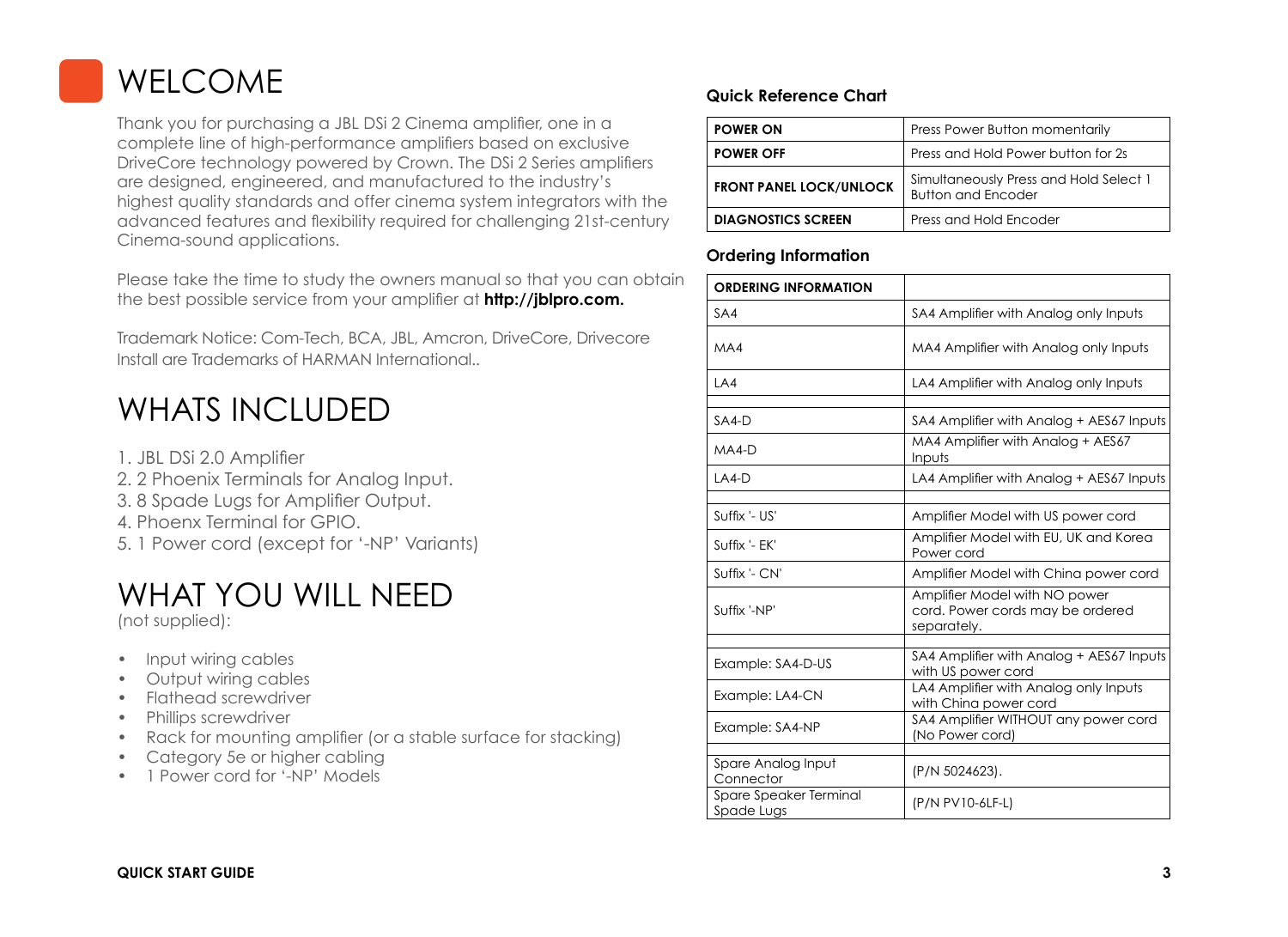# WELCOME

Thank you for purchasing a JBL DSi 2 Cinema amplifier, one in a complete line of high-performance amplifiers based on exclusive DriveCore technology powered by Crown. The DSi 2 Series amplifiers are designed, engineered, and manufactured to the industry's highest quality standards and offer cinema system integrators with the advanced features and flexibility required for challenging 21st-century Cinema-sound applications.

Please take the time to study the owners manual so that you can obtain the best possible service from your amplifier at **http://jblpro.com.**

Trademark Notice: Com-Tech, BCA, JBL, Amcron, DriveCore, Drivecore Install are Trademarks of HARMAN International..

# WHATS INCLUDED

1. JBL DSi 2.0 Amplifier
2. 2 Phoenix Terminals for Analog Input.
3. 8 Spade Lugs for Amplifier Output.
4. Phoenx Terminal for GPIO.
5. 1 Power cord (except for '-NP' Variants)

# WHAT YOU WILL NEED

(not supplied):

- Input wiring cables
- Output wiring cables
- Flathead screwdriver
- Phillips screwdriver
- Rack for mounting amplifier (or a stable surface for stacking)
- Category 5e or higher cabling
- 1 Power cord for '-NP' Models

### Quick Reference Chart

| | |
|---|---|
| **POWER ON** | Press Power Button momentarily |
| **POWER OFF** | Press and Hold Power button for 2s |
| **FRONT PANEL LOCK/UNLOCK** | Simultaneously Press and Hold Select 1 Button and Encoder |
| **DIAGNOSTICS SCREEN** | Press and Hold Encoder |

### Ordering Information

| ORDERING INFORMATION | |
|---|---|
| SA4 | SA4 Amplifier with Analog only Inputs |
| MA4 | MA4 Amplifier with Analog only Inputs |
| LA4 | LA4 Amplifier with Analog only Inputs |
| | |
| SA4-D | SA4 Amplifier with Analog + AES67 Inputs |
| MA4-D | MA4 Amplifier with Analog + AES67 Inputs |
| LA4-D | LA4 Amplifier with Analog + AES67 Inputs |
| | |
| Suffix '- US' | Amplifier Model with US power cord |
| Suffix '- EK' | Amplifier Model with EU, UK and Korea Power cord |
| Suffix '- CN' | Amplifier Model with China power cord |
| Suffix '-NP' | Amplifier Model with NO power cord. Power cords may be ordered separately. |
| | |
| Example: SA4-D-US | SA4 Amplifier with Analog + AES67 Inputs with US power cord |
| Example: LA4-CN | LA4 Amplifier with Analog only Inputs with China power cord |
| Example: SA4-NP | SA4 Amplifier WITHOUT any power cord (No Power cord) |
| | |
| Spare Analog Input Connector | (P/N 5024623). |
| Spare Speaker Terminal Spade Lugs | (P/N PV10-6LF-L) |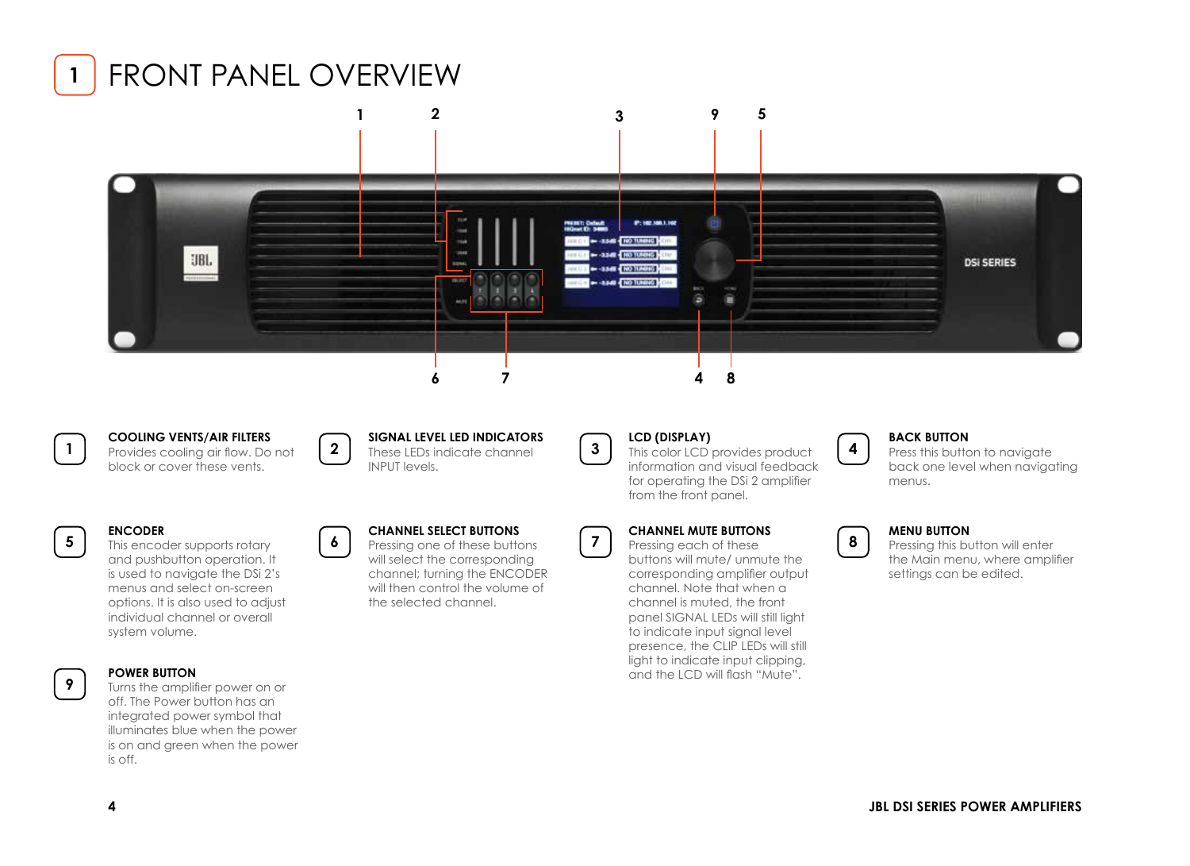# 1 FRONT PANEL OVERVIEW

**1 COOLING VENTS/AIR FILTERS**
Provides cooling air flow. Do not block or cover these vents.

**2 SIGNAL LEVEL LED INDICATORS**
These LEDs indicate channel INPUT levels.

**3 LCD (DISPLAY)**
This color LCD provides product information and visual feedback for operating the DSi 2 amplifier from the front panel.

**4 BACK BUTTON**
Press this button to navigate back one level when navigating menus.

**5 ENCODER**
This encoder supports rotary and pushbutton operation. It is used to navigate the DSi 2's menus and select on-screen options. It is also used to adjust individual channel or overall system volume.

**6 CHANNEL SELECT BUTTONS**
Pressing one of these buttons will select the corresponding channel; turning the ENCODER will then control the volume of the selected channel.

**7 CHANNEL MUTE BUTTONS**
Pressing each of these buttons will mute/ unmute the corresponding amplifier output channel. Note that when a channel is muted, the front panel SIGNAL LEDs will still light to indicate input signal level presence, the CLIP LEDs will still light to indicate input clipping, and the LCD will flash "Mute".

**8 MENU BUTTON**
Pressing this button will enter the Main menu, where amplifier settings can be edited.

**9 POWER BUTTON**
Turns the amplifier power on or off. The Power button has an integrated power symbol that illuminates blue when the power is on and green when the power is off.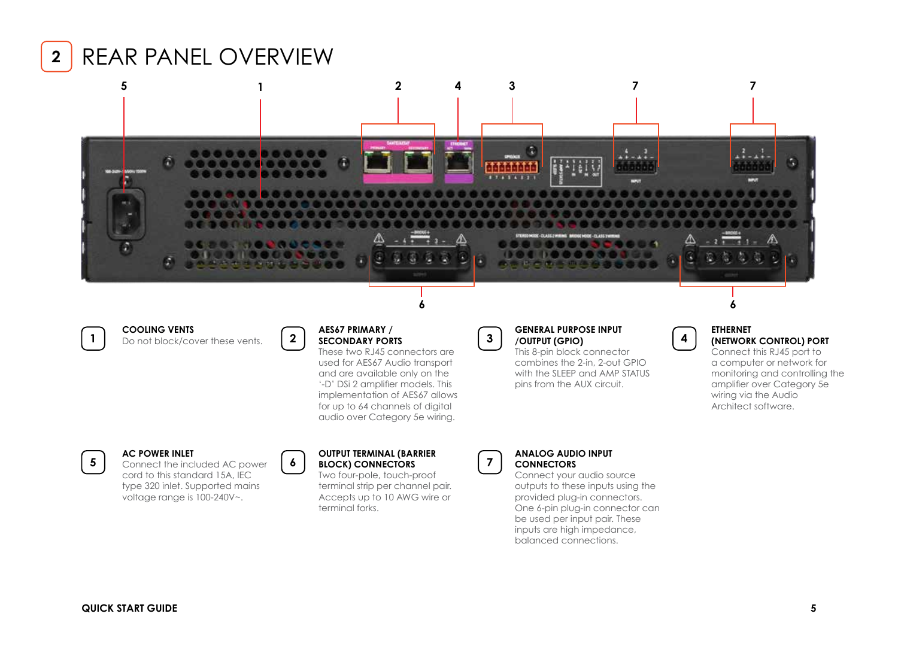# 2 REAR PANEL OVERVIEW

**1 COOLING VENTS**
Do not block/cover these vents.

**2 AES67 PRIMARY / SECONDARY PORTS**
These two RJ45 connectors are used for AES67 Audio transport and are available only on the '-D' DSi 2 amplifier models. This implementation of AES67 allows for up to 64 channels of digital audio over Category 5e wiring.

**3 GENERAL PURPOSE INPUT /OUTPUT (GPIO)**
This 8-pin block connector combines the 2-in, 2-out GPIO with the SLEEP and AMP STATUS pins from the AUX circuit.

**4 ETHERNET (NETWORK CONTROL) PORT**
Connect this RJ45 port to a computer or network for monitoring and controlling the amplifier over Category 5e wiring via the Audio Architect software.

**5 AC POWER INLET**
Connect the included AC power cord to this standard 15A, IEC type 320 inlet. Supported mains voltage range is 100-240V~.

**6 OUTPUT TERMINAL (BARRIER BLOCK) CONNECTORS**
Two four-pole, touch-proof terminal strip per channel pair. Accepts up to 10 AWG wire or terminal forks.

**7 ANALOG AUDIO INPUT CONNECTORS**
Connect your audio source outputs to these inputs using the provided plug-in connectors. One 6-pin plug-in connector can be used per input pair. These inputs are high impedance, balanced connections.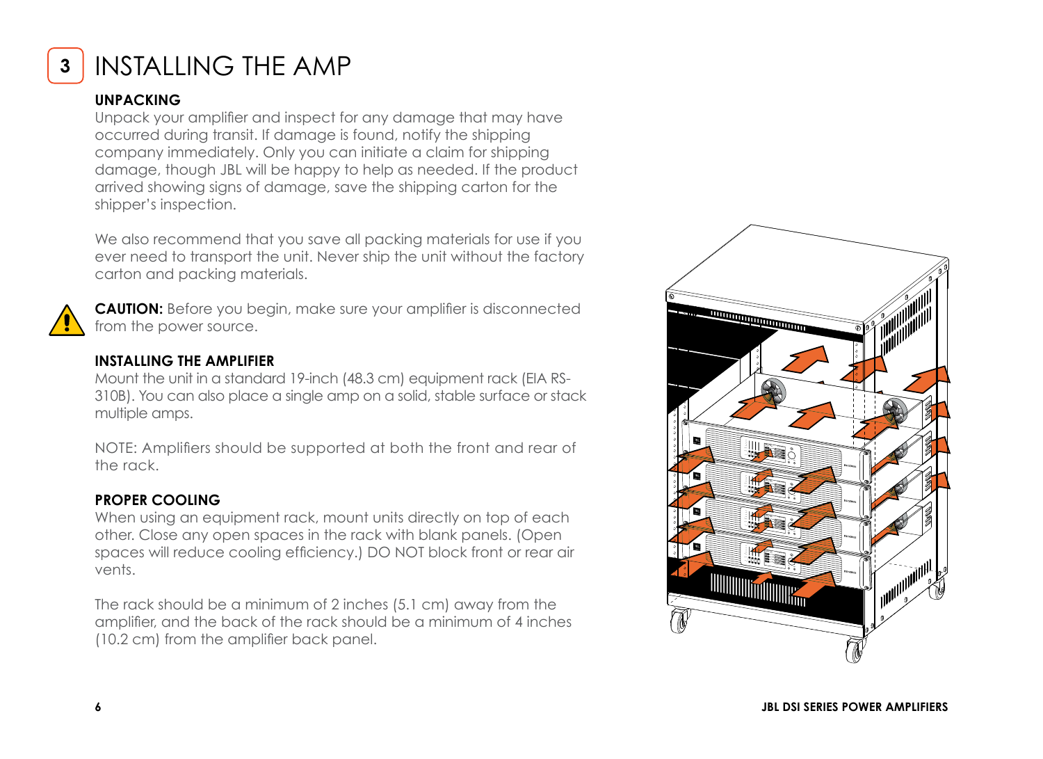# 3 INSTALLING THE AMP

## UNPACKING

Unpack your amplifier and inspect for any damage that may have occurred during transit. If damage is found, notify the shipping company immediately. Only you can initiate a claim for shipping damage, though JBL will be happy to help as needed. If the product arrived showing signs of damage, save the shipping carton for the shipper's inspection.

We also recommend that you save all packing materials for use if you ever need to transport the unit. Never ship the unit without the factory carton and packing materials.

**CAUTION:** Before you begin, make sure your amplifier is disconnected from the power source.

## INSTALLING THE AMPLIFIER

Mount the unit in a standard 19-inch (48.3 cm) equipment rack (EIA RS-310B). You can also place a single amp on a solid, stable surface or stack multiple amps.

NOTE: Amplifiers should be supported at both the front and rear of the rack.

## PROPER COOLING

When using an equipment rack, mount units directly on top of each other. Close any open spaces in the rack with blank panels. (Open spaces will reduce cooling efficiency.) DO NOT block front or rear air vents.

The rack should be a minimum of 2 inches (5.1 cm) away from the amplifier, and the back of the rack should be a minimum of 4 inches (10.2 cm) from the amplifier back panel.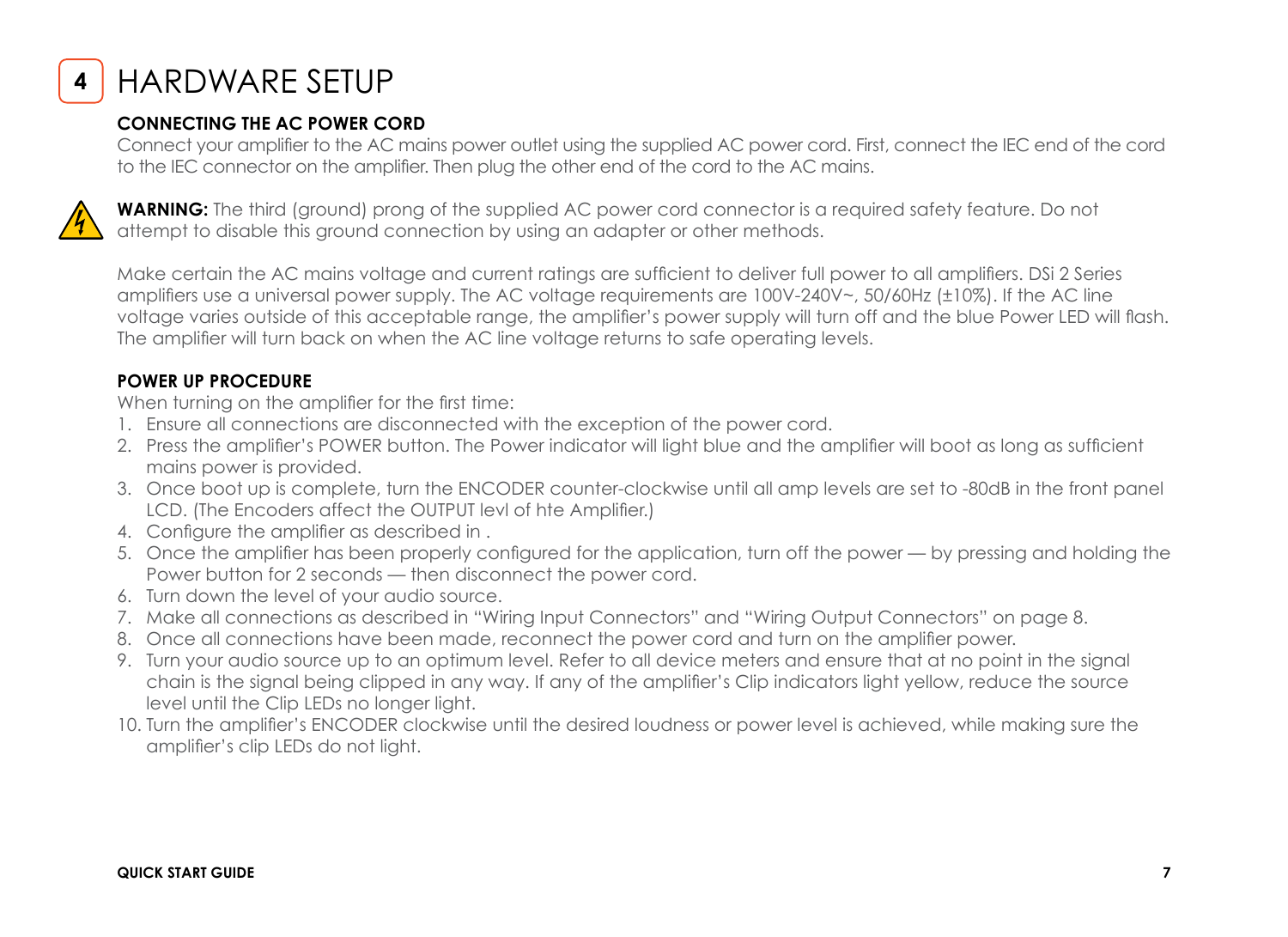# 4 HARDWARE SETUP

## CONNECTING THE AC POWER CORD

Connect your amplifier to the AC mains power outlet using the supplied AC power cord. First, connect the IEC end of the cord to the IEC connector on the amplifier. Then plug the other end of the cord to the AC mains.

**WARNING:** The third (ground) prong of the supplied AC power cord connector is a required safety feature. Do not attempt to disable this ground connection by using an adapter or other methods.

Make certain the AC mains voltage and current ratings are sufficient to deliver full power to all amplifiers. DSi 2 Series amplifiers use a universal power supply. The AC voltage requirements are 100V-240V~, 50/60Hz (±10%). If the AC line voltage varies outside of this acceptable range, the amplifier's power supply will turn off and the blue Power LED will flash. The amplifier will turn back on when the AC line voltage returns to safe operating levels.

## POWER UP PROCEDURE

When turning on the amplifier for the first time:

1. Ensure all connections are disconnected with the exception of the power cord.
2. Press the amplifier's POWER button. The Power indicator will light blue and the amplifier will boot as long as sufficient mains power is provided.
3. Once boot up is complete, turn the ENCODER counter-clockwise until all amp levels are set to -80dB in the front panel LCD. (The Encoders affect the OUTPUT levl of hte Amplifier.)
4. Configure the amplifier as described in .
5. Once the amplifier has been properly configured for the application, turn off the power — by pressing and holding the Power button for 2 seconds — then disconnect the power cord.
6. Turn down the level of your audio source.
7. Make all connections as described in "Wiring Input Connectors" and "Wiring Output Connectors" on page 8.
8. Once all connections have been made, reconnect the power cord and turn on the amplifier power.
9. Turn your audio source up to an optimum level. Refer to all device meters and ensure that at no point in the signal chain is the signal being clipped in any way. If any of the amplifier's Clip indicators light yellow, reduce the source level until the Clip LEDs no longer light.
10. Turn the amplifier's ENCODER clockwise until the desired loudness or power level is achieved, while making sure the amplifier's clip LEDs do not light.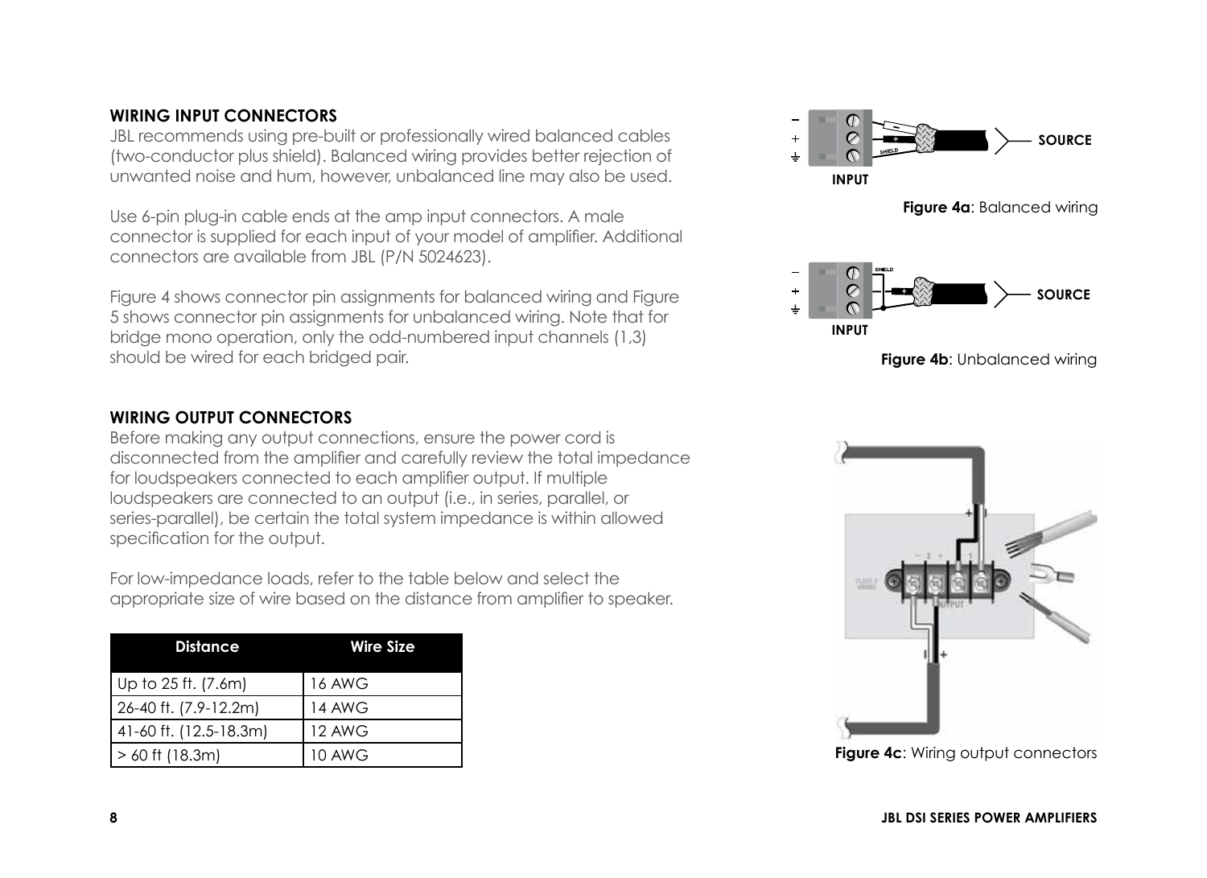## WIRING INPUT CONNECTORS

JBL recommends using pre-built or professionally wired balanced cables (two-conductor plus shield). Balanced wiring provides better rejection of unwanted noise and hum, however, unbalanced line may also be used.

Use 6-pin plug-in cable ends at the amp input connectors. A male connector is supplied for each input of your model of amplifier. Additional connectors are available from JBL (P/N 5024623).

Figure 4 shows connector pin assignments for balanced wiring and Figure 5 shows connector pin assignments for unbalanced wiring. Note that for bridge mono operation, only the odd-numbered input channels (1,3) should be wired for each bridged pair.

**Figure 4a**: Balanced wiring

**Figure 4b**: Unbalanced wiring

## WIRING OUTPUT CONNECTORS

Before making any output connections, ensure the power cord is disconnected from the amplifier and carefully review the total impedance for loudspeakers connected to each amplifier output. If multiple loudspeakers are connected to an output (i.e., in series, parallel, or series-parallel), be certain the total system impedance is within allowed specification for the output.

For low-impedance loads, refer to the table below and select the appropriate size of wire based on the distance from amplifier to speaker.

| Distance | Wire Size |
|---|---|
| Up to 25 ft. (7.6m) | 16 AWG |
| 26-40 ft. (7.9-12.2m) | 14 AWG |
| 41-60 ft. (12.5-18.3m) | 12 AWG |
| > 60 ft (18.3m) | 10 AWG |

**Figure 4c**: Wiring output connectors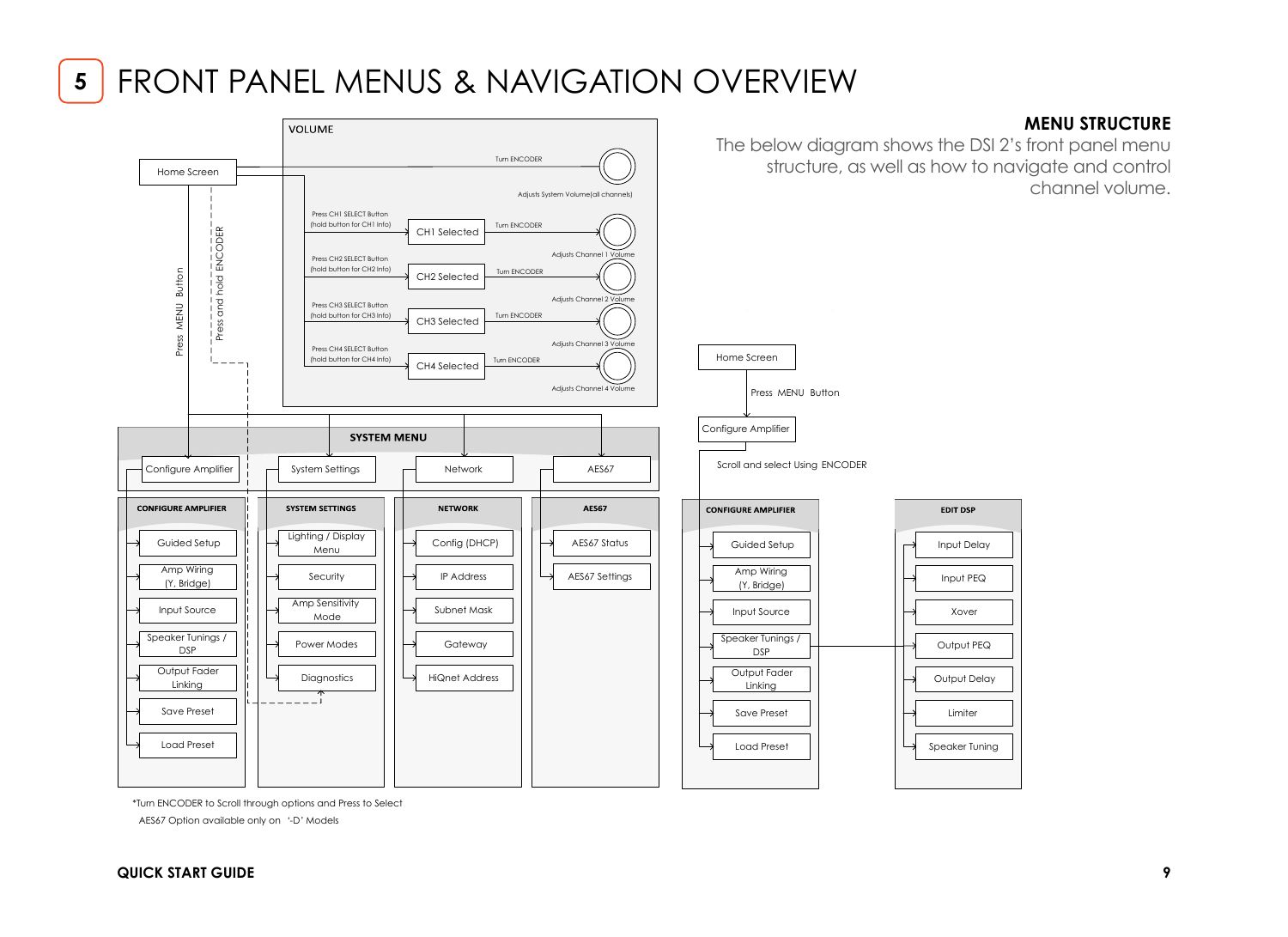# 5 FRONT PANEL MENUS & NAVIGATION OVERVIEW

## MENU STRUCTURE

The below diagram shows the DSI 2's front panel menu structure, as well as how to navigate and control channel volume.

**VOLUME**

- Home Screen → Turn ENCODER → Adjusts System Volume(all channels)
- Press CH1 SELECT Button (hold button for CH1 Info) → CH1 Selected → Turn ENCODER → Adjusts Channel 1 Volume
- Press CH2 SELECT Button (hold button for CH2 Info) → CH2 Selected → Turn ENCODER → Adjusts Channel 2 Volume
- Press CH3 SELECT Button (hold button for CH3 Info) → CH3 Selected → Turn ENCODER → Adjusts Channel 3 Volume
- Press CH4 SELECT Button (hold button for CH4 Info) → CH4 Selected → Turn ENCODER → Adjusts Channel 4 Volume

Home Screen → Press MENU Button → SYSTEM MENU

Home Screen → Press and hold ENCODER → Diagnostics

**SYSTEM MENU**

| CONFIGURE AMPLIFIER | SYSTEM SETTINGS | NETWORK | AES67 |
|---|---|---|---|
| Guided Setup | Lighting / Display Menu | Config (DHCP) | AES67 Status |
| Amp Wiring (Y, Bridge) | Security | IP Address | AES67 Settings |
| Input Source | Amp Sensitivity Mode | Subnet Mask | |
| Speaker Tunings / DSP | Power Modes | Gateway | |
| Output Fader Linking | Diagnostics | HiQnet Address | |
| Save Preset | | | |
| Load Preset | | | |

*Turn ENCODER to Scroll through options and Press to Select

AES67 Option available only on '-D' Models

Home Screen → Press MENU Button → Configure Amplifier → Scroll and select Using ENCODER

| CONFIGURE AMPLIFIER | EDIT DSP |
|---|---|
| Guided Setup | Input Delay |
| Amp Wiring (Y, Bridge) | Input PEQ |
| Input Source | Xover |
| Speaker Tunings / DSP | Output PEQ |
| Output Fader Linking | Output Delay |
| Save Preset | Limiter |
| Load Preset | Speaker Tuning |

Speaker Tunings / DSP → EDIT DSP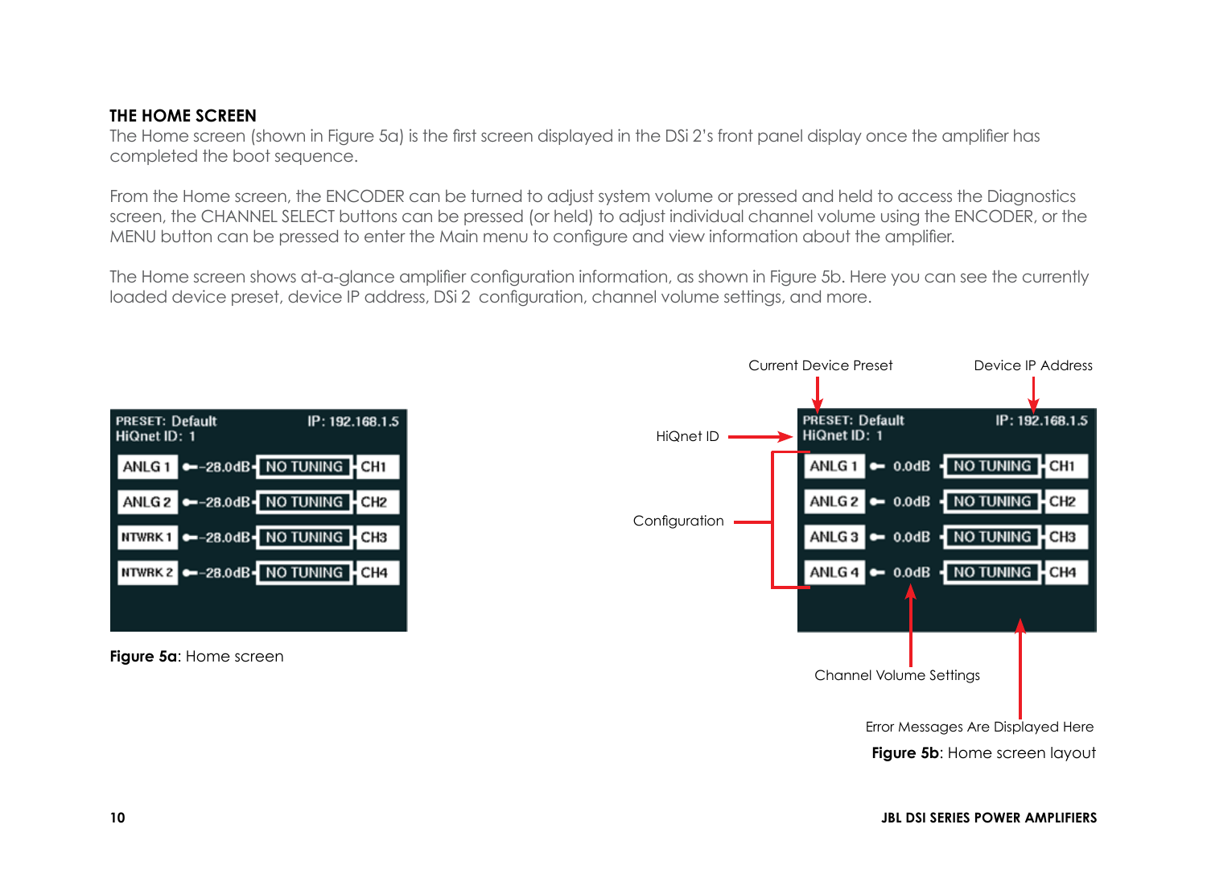## THE HOME SCREEN

The Home screen (shown in Figure 5a) is the first screen displayed in the DSi 2's front panel display once the amplifier has completed the boot sequence.

From the Home screen, the ENCODER can be turned to adjust system volume or pressed and held to access the Diagnostics screen, the CHANNEL SELECT buttons can be pressed (or held) to adjust individual channel volume using the ENCODER, or the MENU button can be pressed to enter the Main menu to configure and view information about the amplifier.

The Home screen shows at-a-glance amplifier configuration information, as shown in Figure 5b. Here you can see the currently loaded device preset, device IP address, DSi 2 configuration, channel volume settings, and more.

**Figure 5a**: Home screen

**Figure 5b**: Home screen layout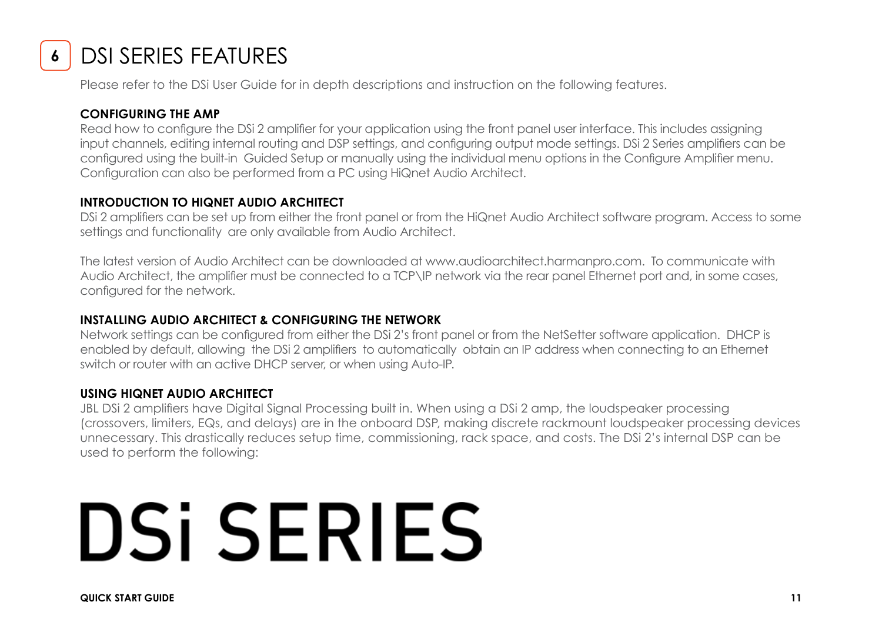# 6 DSI SERIES FEATURES

Please refer to the DSi User Guide for in depth descriptions and instruction on the following features.

## CONFIGURING THE AMP

Read how to configure the DSi 2 amplifier for your application using the front panel user interface. This includes assigning input channels, editing internal routing and DSP settings, and configuring output mode settings. DSi 2 Series amplifiers can be configured using the built-in Guided Setup or manually using the individual menu options in the Configure Amplifier menu. Configuration can also be performed from a PC using HiQnet Audio Architect.

## INTRODUCTION TO HIQNET AUDIO ARCHITECT

DSi 2 amplifiers can be set up from either the front panel or from the HiQnet Audio Architect software program. Access to some settings and functionality are only available from Audio Architect.

The latest version of Audio Architect can be downloaded at www.audioarchitect.harmanpro.com. To communicate with Audio Architect, the amplifier must be connected to a TCP\IP network via the rear panel Ethernet port and, in some cases, configured for the network.

## INSTALLING AUDIO ARCHITECT & CONFIGURING THE NETWORK

Network settings can be configured from either the DSi 2's front panel or from the NetSetter software application. DHCP is enabled by default, allowing the DSi 2 amplifiers to automatically obtain an IP address when connecting to an Ethernet switch or router with an active DHCP server, or when using Auto-IP.

## USING HIQNET AUDIO ARCHITECT

JBL DSi 2 amplifiers have Digital Signal Processing built in. When using a DSi 2 amp, the loudspeaker processing (crossovers, limiters, EQs, and delays) are in the onboard DSP, making discrete rackmount loudspeaker processing devices unnecessary. This drastically reduces setup time, commissioning, rack space, and costs. The DSi 2's internal DSP can be used to perform the following:

# DSi SERIES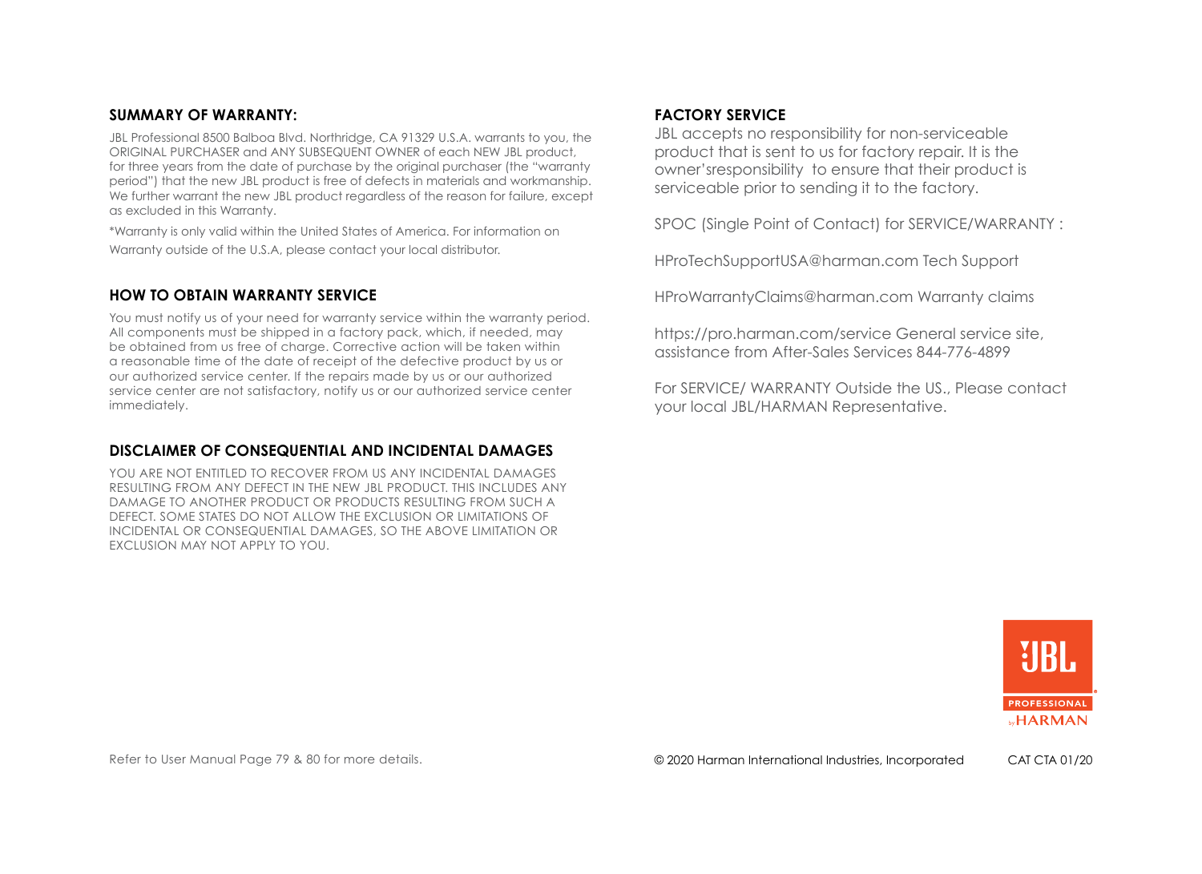## SUMMARY OF WARRANTY:

JBL Professional 8500 Balboa Blvd. Northridge, CA 91329 U.S.A. warrants to you, the ORIGINAL PURCHASER and ANY SUBSEQUENT OWNER of each NEW JBL product, for three years from the date of purchase by the original purchaser (the "warranty period") that the new JBL product is free of defects in materials and workmanship. We further warrant the new JBL product regardless of the reason for failure, except as excluded in this Warranty.

*Warranty is only valid within the United States of America. For information on Warranty outside of the U.S.A, please contact your local distributor.

## HOW TO OBTAIN WARRANTY SERVICE

You must notify us of your need for warranty service within the warranty period. All components must be shipped in a factory pack, which, if needed, may be obtained from us free of charge. Corrective action will be taken within a reasonable time of the date of receipt of the defective product by us or our authorized service center. If the repairs made by us or our authorized service center are not satisfactory, notify us or our authorized service center immediately.

## DISCLAIMER OF CONSEQUENTIAL AND INCIDENTAL DAMAGES

YOU ARE NOT ENTITLED TO RECOVER FROM US ANY INCIDENTAL DAMAGES RESULTING FROM ANY DEFECT IN THE NEW JBL PRODUCT. THIS INCLUDES ANY DAMAGE TO ANOTHER PRODUCT OR PRODUCTS RESULTING FROM SUCH A DEFECT. SOME STATES DO NOT ALLOW THE EXCLUSION OR LIMITATIONS OF INCIDENTAL OR CONSEQUENTIAL DAMAGES, SO THE ABOVE LIMITATION OR EXCLUSION MAY NOT APPLY TO YOU.

## FACTORY SERVICE

JBL accepts no responsibility for non-serviceable product that is sent to us for factory repair. It is the owner'sresponsibility to ensure that their product is serviceable prior to sending it to the factory.

SPOC (Single Point of Contact) for SERVICE/WARRANTY :

HProTechSupportUSA@harman.com Tech Support

HProWarrantyClaims@harman.com Warranty claims

https://pro.harman.com/service General service site, assistance from After-Sales Services 844-776-4899

For SERVICE/ WARRANTY Outside the US., Please contact your local JBL/HARMAN Representative.

JBL PROFESSIONAL by HARMAN

Refer to User Manual Page 79 & 80 for more details.

© 2020 Harman International Industries, Incorporated

CAT CTA 01/20